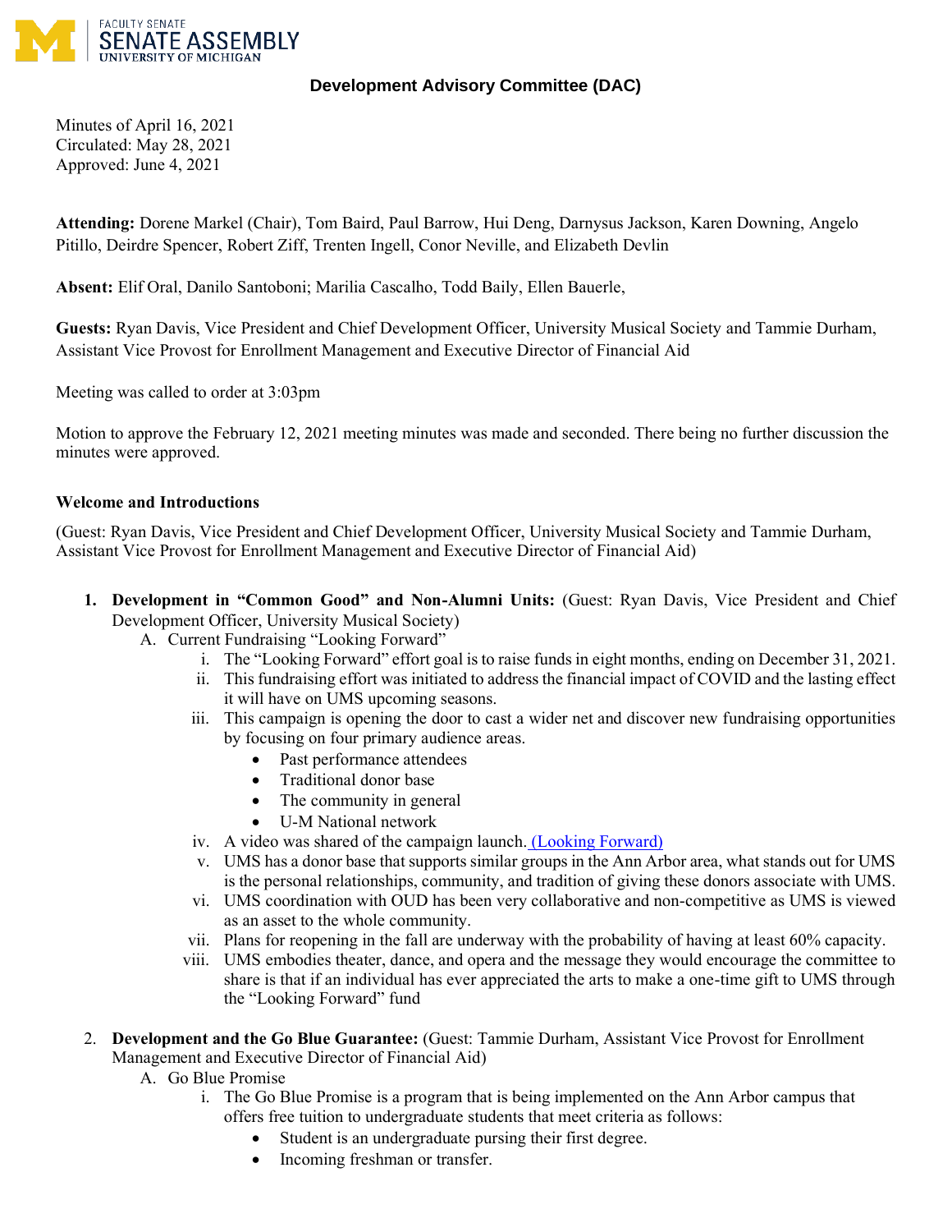FACULTY SENATE
SENATE ASSEMBLY
UNIVERSITY OF MICHIGAN

## Development Advisory Committee (DAC)

Minutes of April 16, 2021
Circulated: May 28, 2021
Approved: June 4, 2021

**Attending:** Dorene Markel (Chair), Tom Baird, Paul Barrow, Hui Deng, Darnysus Jackson, Karen Downing, Angelo Pitillo, Deirdre Spencer, Robert Ziff, Trenten Ingell, Conor Neville, and Elizabeth Devlin

**Absent:** Elif Oral, Danilo Santoboni; Marilia Cascalho, Todd Baily, Ellen Bauerle,

**Guests:** Ryan Davis, Vice President and Chief Development Officer, University Musical Society and Tammie Durham, Assistant Vice Provost for Enrollment Management and Executive Director of Financial Aid

Meeting was called to order at 3:03pm

Motion to approve the February 12, 2021 meeting minutes was made and seconded. There being no further discussion the minutes were approved.

**Welcome and Introductions**

(Guest: Ryan Davis, Vice President and Chief Development Officer, University Musical Society and Tammie Durham, Assistant Vice Provost for Enrollment Management and Executive Director of Financial Aid)

1. **Development in "Common Good" and Non-Alumni Units:** (Guest: Ryan Davis, Vice President and Chief Development Officer, University Musical Society)
   A. Current Fundraising "Looking Forward"
      i. The "Looking Forward" effort goal is to raise funds in eight months, ending on December 31, 2021.
      ii. This fundraising effort was initiated to address the financial impact of COVID and the lasting effect it will have on UMS upcoming seasons.
      iii. This campaign is opening the door to cast a wider net and discover new fundraising opportunities by focusing on four primary audience areas.
         - Past performance attendees
         - Traditional donor base
         - The community in general
         - U-M National network
      iv. A video was shared of the campaign launch. [(Looking Forward)]
      v. UMS has a donor base that supports similar groups in the Ann Arbor area, what stands out for UMS is the personal relationships, community, and tradition of giving these donors associate with UMS.
      vi. UMS coordination with OUD has been very collaborative and non-competitive as UMS is viewed as an asset to the whole community.
      vii. Plans for reopening in the fall are underway with the probability of having at least 60% capacity.
      viii. UMS embodies theater, dance, and opera and the message they would encourage the committee to share is that if an individual has ever appreciated the arts to make a one-time gift to UMS through the "Looking Forward" fund

2. **Development and the Go Blue Guarantee:** (Guest: Tammie Durham, Assistant Vice Provost for Enrollment Management and Executive Director of Financial Aid)
   A. Go Blue Promise
      i. The Go Blue Promise is a program that is being implemented on the Ann Arbor campus that offers free tuition to undergraduate students that meet criteria as follows:
         - Student is an undergraduate pursing their first degree.
         - Incoming freshman or transfer.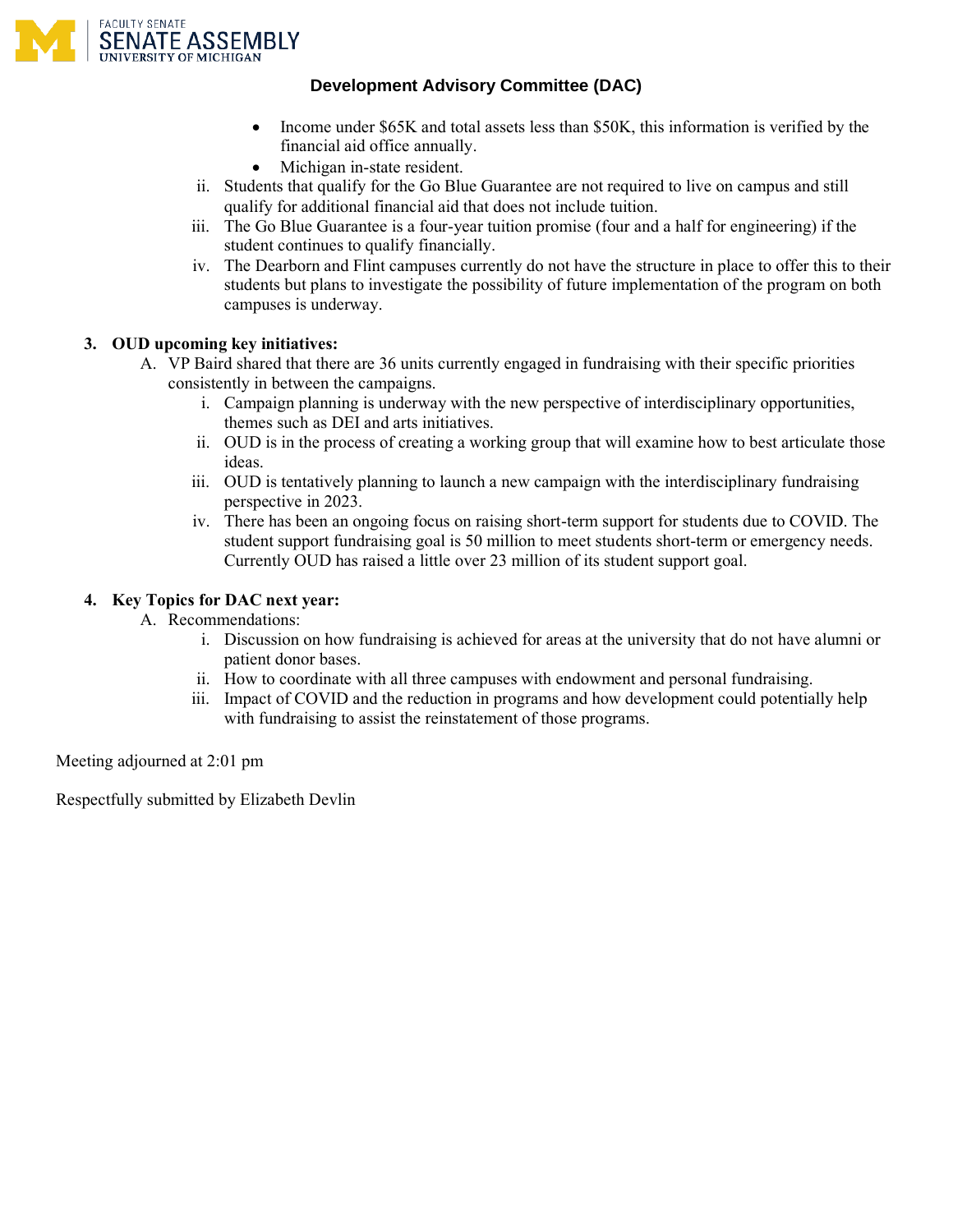## Development Advisory Committee (DAC)

- Income under $65K and total assets less than $50K, this information is verified by the financial aid office annually.
- Michigan in-state resident.

ii. Students that qualify for the Go Blue Guarantee are not required to live on campus and still qualify for additional financial aid that does not include tuition.

iii. The Go Blue Guarantee is a four-year tuition promise (four and a half for engineering) if the student continues to qualify financially.

iv. The Dearborn and Flint campuses currently do not have the structure in place to offer this to their students but plans to investigate the possibility of future implementation of the program on both campuses is underway.

**3. OUD upcoming key initiatives:**

A. VP Baird shared that there are 36 units currently engaged in fundraising with their specific priorities consistently in between the campaigns.

i. Campaign planning is underway with the new perspective of interdisciplinary opportunities, themes such as DEI and arts initiatives.

ii. OUD is in the process of creating a working group that will examine how to best articulate those ideas.

iii. OUD is tentatively planning to launch a new campaign with the interdisciplinary fundraising perspective in 2023.

iv. There has been an ongoing focus on raising short-term support for students due to COVID. The student support fundraising goal is 50 million to meet students short-term or emergency needs. Currently OUD has raised a little over 23 million of its student support goal.

**4. Key Topics for DAC next year:**

A. Recommendations:

i. Discussion on how fundraising is achieved for areas at the university that do not have alumni or patient donor bases.

ii. How to coordinate with all three campuses with endowment and personal fundraising.

iii. Impact of COVID and the reduction in programs and how development could potentially help with fundraising to assist the reinstatement of those programs.

Meeting adjourned at 2:01 pm

Respectfully submitted by Elizabeth Devlin